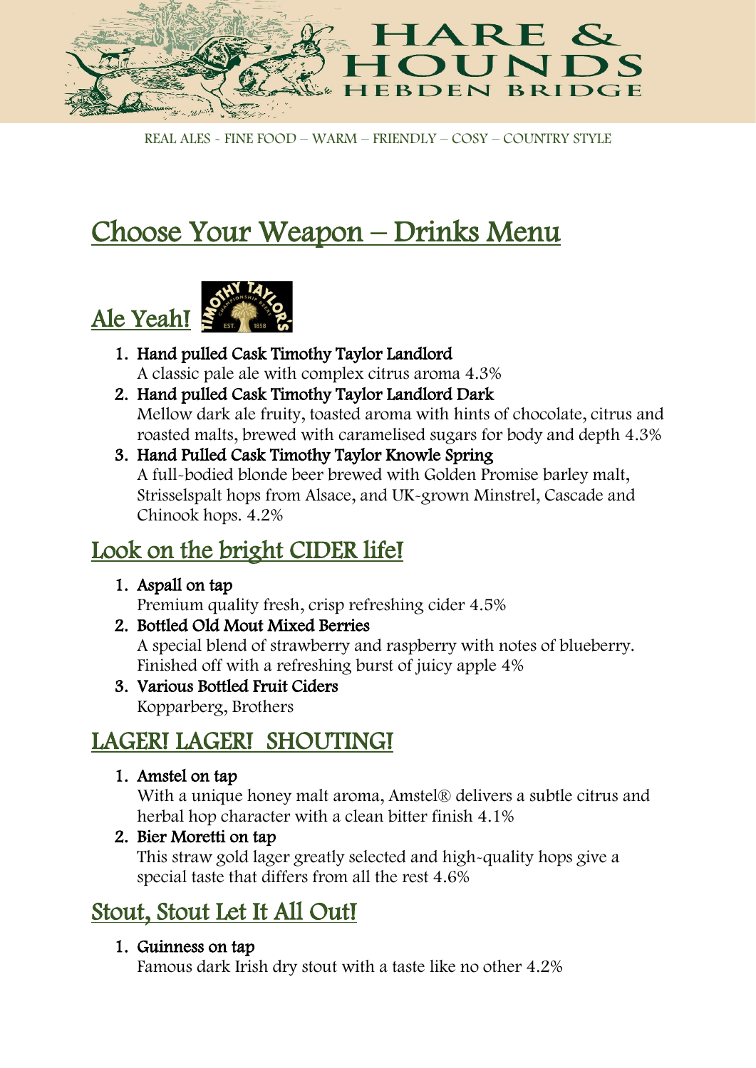# HARE & HOUNDS

HEBDEN BRIDGE

REAL ALES - FINE FOOD – WARM – FRIENDLY – COSY – COUNTRY STYLE

# Choose Your Weapon – Drinks Menu

## Ale Yeah!

1. **Hand pulled Cask Timothy Taylor Landlord**
   A classic pale ale with complex citrus aroma 4.3%
2. **Hand pulled Cask Timothy Taylor Landlord Dark**
   Mellow dark ale fruity, toasted aroma with hints of chocolate, citrus and roasted malts, brewed with caramelised sugars for body and depth 4.3%
3. **Hand Pulled Cask Timothy Taylor Knowle Spring**
   A full-bodied blonde beer brewed with Golden Promise barley malt, Strisselspalt hops from Alsace, and UK-grown Minstrel, Cascade and Chinook hops. 4.2%

## Look on the bright CIDER life!

1. **Aspall on tap**
   Premium quality fresh, crisp refreshing cider 4.5%
2. **Bottled Old Mout Mixed Berries**
   A special blend of strawberry and raspberry with notes of blueberry. Finished off with a refreshing burst of juicy apple 4%
3. **Various Bottled Fruit Ciders**
   Kopparberg, Brothers

## LAGER! LAGER! SHOUTING!

1. **Amstel on tap**
   With a unique honey malt aroma, Amstel® delivers a subtle citrus and herbal hop character with a clean bitter finish 4.1%
2. **Bier Moretti on tap**
   This straw gold lager greatly selected and high-quality hops give a special taste that differs from all the rest 4.6%

## Stout, Stout Let It All Out!

1. **Guinness on tap**
   Famous dark Irish dry stout with a taste like no other 4.2%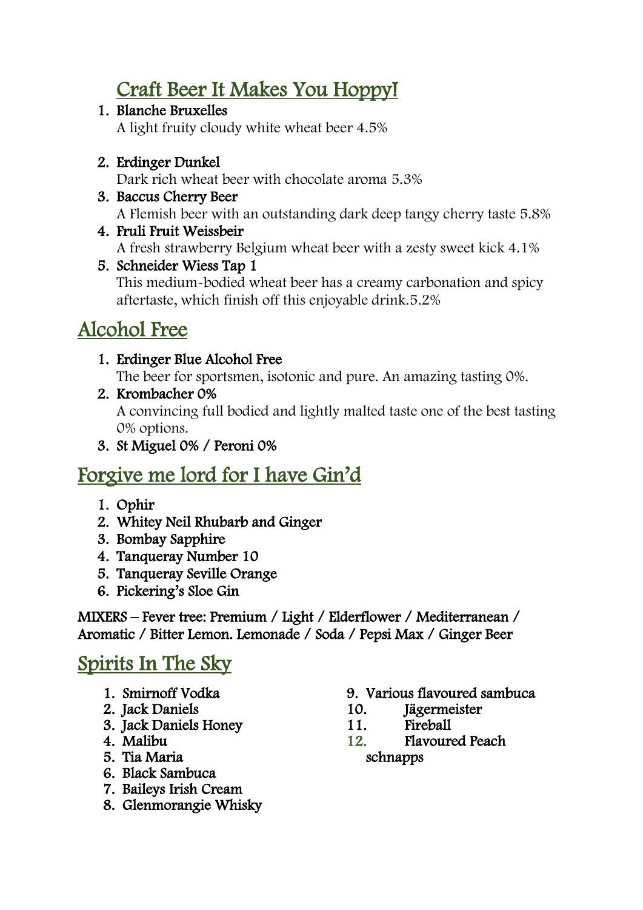## Craft Beer It Makes You Hoppy!

1. **Blanche Bruxelles**
   A light fruity cloudy white wheat beer 4.5%

2. **Erdinger Dunkel**
   Dark rich wheat beer with chocolate aroma 5.3%
3. **Baccus Cherry Beer**
   A Flemish beer with an outstanding dark deep tangy cherry taste 5.8%
4. **Fruli Fruit Weissbeir**
   A fresh strawberry Belgium wheat beer with a zesty sweet kick 4.1%
5. **Schneider Wiess Tap 1**
   This medium-bodied wheat beer has a creamy carbonation and spicy aftertaste, which finish off this enjoyable drink.5.2%

## Alcohol Free

1. **Erdinger Blue Alcohol Free**
   The beer for sportsmen, isotonic and pure. An amazing tasting 0%.
2. **Krombacher 0%**
   A convincing full bodied and lightly malted taste one of the best tasting 0% options.
3. **St Miguel 0% / Peroni 0%**

## Forgive me lord for I have Gin'd

1. Ophir
2. Whitey Neil Rhubarb and Ginger
3. Bombay Sapphire
4. Tanqueray Number 10
5. Tanqueray Seville Orange
6. Pickering's Sloe Gin

**MIXERS – Fever tree: Premium / Light / Elderflower / Mediterranean / Aromatic / Bitter Lemon. Lemonade / Soda / Pepsi Max / Ginger Beer**

## Spirits In The Sky

1. Smirnoff Vodka
2. Jack Daniels
3. Jack Daniels Honey
4. Malibu
5. Tia Maria
6. Black Sambuca
7. Baileys Irish Cream
8. Glenmorangie Whisky
9. Various flavoured sambuca
10. Jägermeister
11. Fireball
12. Flavoured Peach schnapps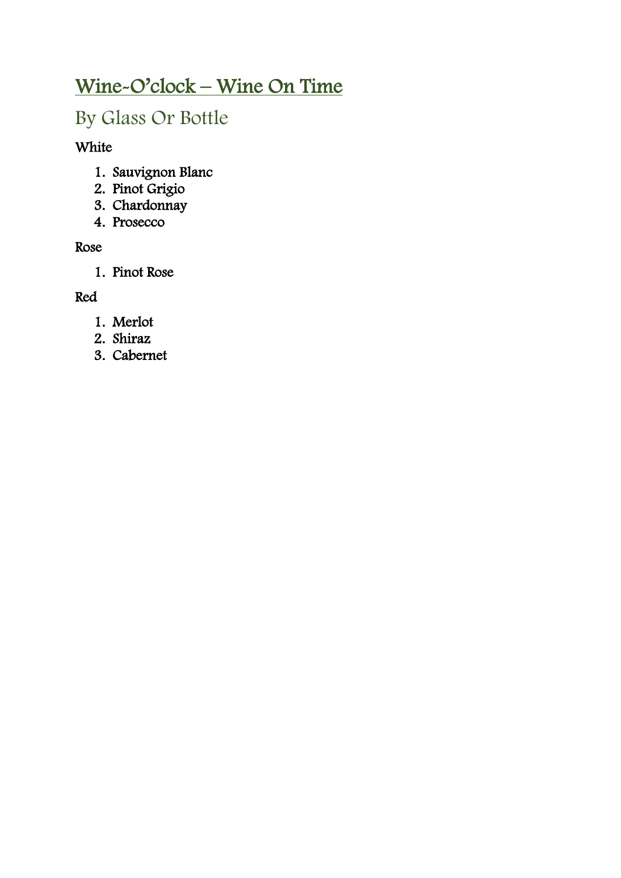# Wine-O'clock – Wine On Time

## By Glass Or Bottle

### White

1. Sauvignon Blanc
2. Pinot Grigio
3. Chardonnay
4. Prosecco

### Rose

1. Pinot Rose

### Red

1. Merlot
2. Shiraz
3. Cabernet